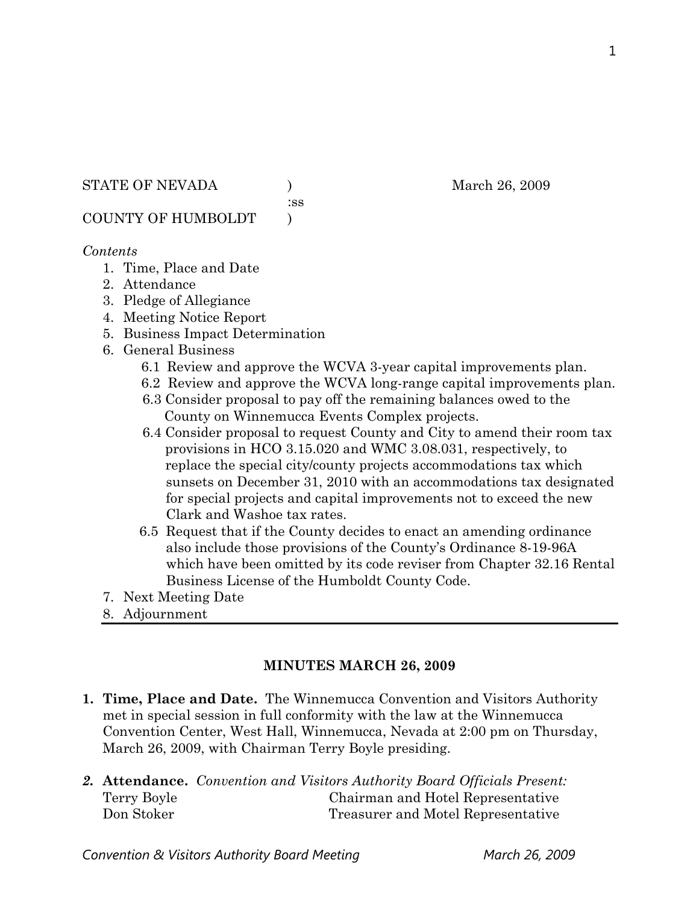STATE OF NEVADA )
:ss
COUNTY OF HUMBOLDT )

March 26, 2009

*Contents*

1. Time, Place and Date
2. Attendance
3. Pledge of Allegiance
4. Meeting Notice Report
5. Business Impact Determination
6. General Business
   - 6.1 Review and approve the WCVA 3-year capital improvements plan.
   - 6.2 Review and approve the WCVA long-range capital improvements plan.
   - 6.3 Consider proposal to pay off the remaining balances owed to the County on Winnemucca Events Complex projects.
   - 6.4 Consider proposal to request County and City to amend their room tax provisions in HCO 3.15.020 and WMC 3.08.031, respectively, to replace the special city/county projects accommodations tax which sunsets on December 31, 2010 with an accommodations tax designated for special projects and capital improvements not to exceed the new Clark and Washoe tax rates.
   - 6.5 Request that if the County decides to enact an amending ordinance also include those provisions of the County's Ordinance 8-19-96A which have been omitted by its code reviser from Chapter 32.16 Rental Business License of the Humboldt County Code.
7. Next Meeting Date
8. Adjournment

---

**MINUTES MARCH 26, 2009**

1. **Time, Place and Date.** The Winnemucca Convention and Visitors Authority met in special session in full conformity with the law at the Winnemucca Convention Center, West Hall, Winnemucca, Nevada at 2:00 pm on Thursday, March 26, 2009, with Chairman Terry Boyle presiding.

2. **Attendance.** *Convention and Visitors Authority Board Officials Present:*

| | |
|---|---|
| Terry Boyle | Chairman and Hotel Representative |
| Don Stoker | Treasurer and Motel Representative |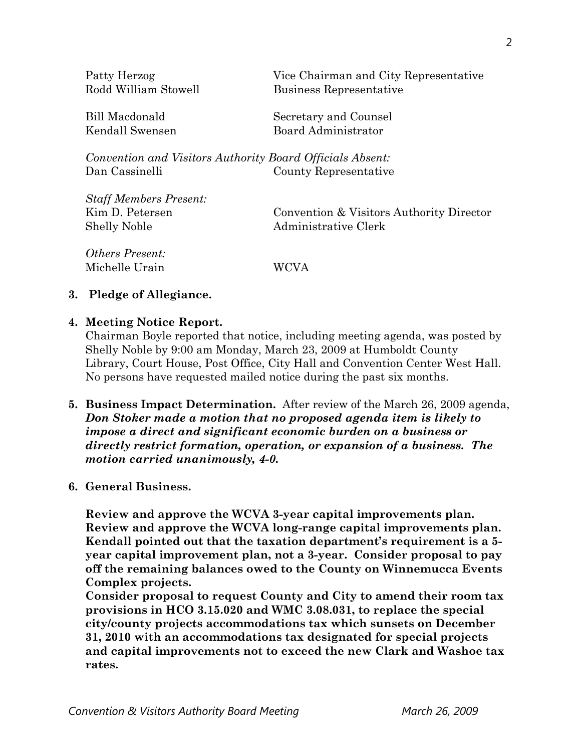| | |
|---|---|
| Patty Herzog | Vice Chairman and City Representative |
| Rodd William Stowell | Business Representative |
| Bill Macdonald | Secretary and Counsel |
| Kendall Swensen | Board Administrator |

*Convention and Visitors Authority Board Officials Absent:*

| | |
|---|---|
| Dan Cassinelli | County Representative |

*Staff Members Present:*

| | |
|---|---|
| Kim D. Petersen | Convention & Visitors Authority Director |
| Shelly Noble | Administrative Clerk |

*Others Present:*

| | |
|---|---|
| Michelle Urain | WCVA |

**3. Pledge of Allegiance.**

**4. Meeting Notice Report.**
Chairman Boyle reported that notice, including meeting agenda, was posted by Shelly Noble by 9:00 am Monday, March 23, 2009 at Humboldt County Library, Court House, Post Office, City Hall and Convention Center West Hall. No persons have requested mailed notice during the past six months.

**5. Business Impact Determination.** After review of the March 26, 2009 agenda, ***Don Stoker made a motion that no proposed agenda item is likely to impose a direct and significant economic burden on a business or directly restrict formation, operation, or expansion of a business. The motion carried unanimously, 4-0.***

**6. General Business.**

**Review and approve the WCVA 3-year capital improvements plan. Review and approve the WCVA long-range capital improvements plan. Kendall pointed out that the taxation department's requirement is a 5-year capital improvement plan, not a 3-year. Consider proposal to pay off the remaining balances owed to the County on Winnemucca Events Complex projects.**

**Consider proposal to request County and City to amend their room tax provisions in HCO 3.15.020 and WMC 3.08.031, to replace the special city/county projects accommodations tax which sunsets on December 31, 2010 with an accommodations tax designated for special projects and capital improvements not to exceed the new Clark and Washoe tax rates.**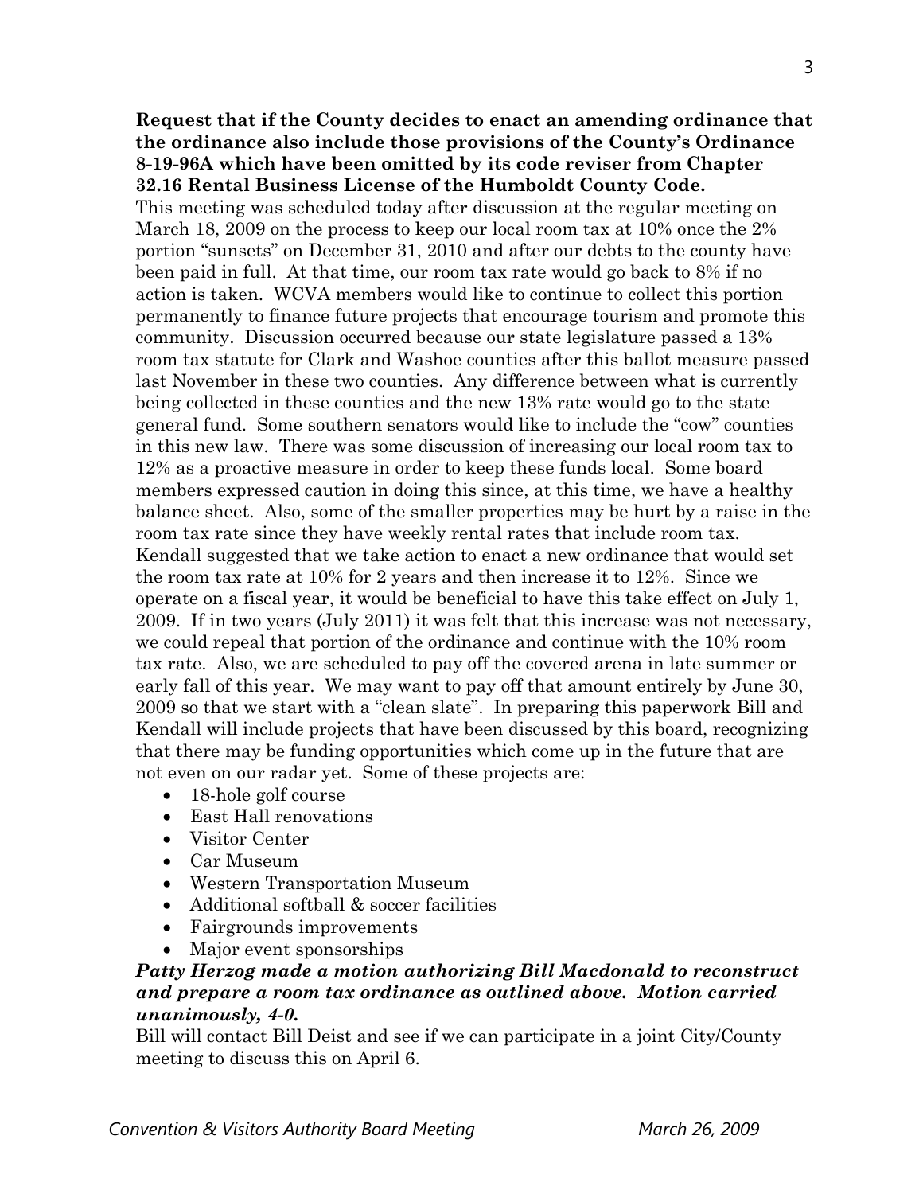**Request that if the County decides to enact an amending ordinance that the ordinance also include those provisions of the County's Ordinance 8-19-96A which have been omitted by its code reviser from Chapter 32.16 Rental Business License of the Humboldt County Code.**

This meeting was scheduled today after discussion at the regular meeting on March 18, 2009 on the process to keep our local room tax at 10% once the 2% portion "sunsets" on December 31, 2010 and after our debts to the county have been paid in full. At that time, our room tax rate would go back to 8% if no action is taken. WCVA members would like to continue to collect this portion permanently to finance future projects that encourage tourism and promote this community. Discussion occurred because our state legislature passed a 13% room tax statute for Clark and Washoe counties after this ballot measure passed last November in these two counties. Any difference between what is currently being collected in these counties and the new 13% rate would go to the state general fund. Some southern senators would like to include the "cow" counties in this new law. There was some discussion of increasing our local room tax to 12% as a proactive measure in order to keep these funds local. Some board members expressed caution in doing this since, at this time, we have a healthy balance sheet. Also, some of the smaller properties may be hurt by a raise in the room tax rate since they have weekly rental rates that include room tax. Kendall suggested that we take action to enact a new ordinance that would set the room tax rate at 10% for 2 years and then increase it to 12%. Since we operate on a fiscal year, it would be beneficial to have this take effect on July 1, 2009. If in two years (July 2011) it was felt that this increase was not necessary, we could repeal that portion of the ordinance and continue with the 10% room tax rate. Also, we are scheduled to pay off the covered arena in late summer or early fall of this year. We may want to pay off that amount entirely by June 30, 2009 so that we start with a "clean slate". In preparing this paperwork Bill and Kendall will include projects that have been discussed by this board, recognizing that there may be funding opportunities which come up in the future that are not even on our radar yet. Some of these projects are:

- 18-hole golf course
- East Hall renovations
- Visitor Center
- Car Museum
- Western Transportation Museum
- Additional softball & soccer facilities
- Fairgrounds improvements
- Major event sponsorships

***Patty Herzog made a motion authorizing Bill Macdonald to reconstruct and prepare a room tax ordinance as outlined above. Motion carried unanimously, 4-0.***

Bill will contact Bill Deist and see if we can participate in a joint City/County meeting to discuss this on April 6.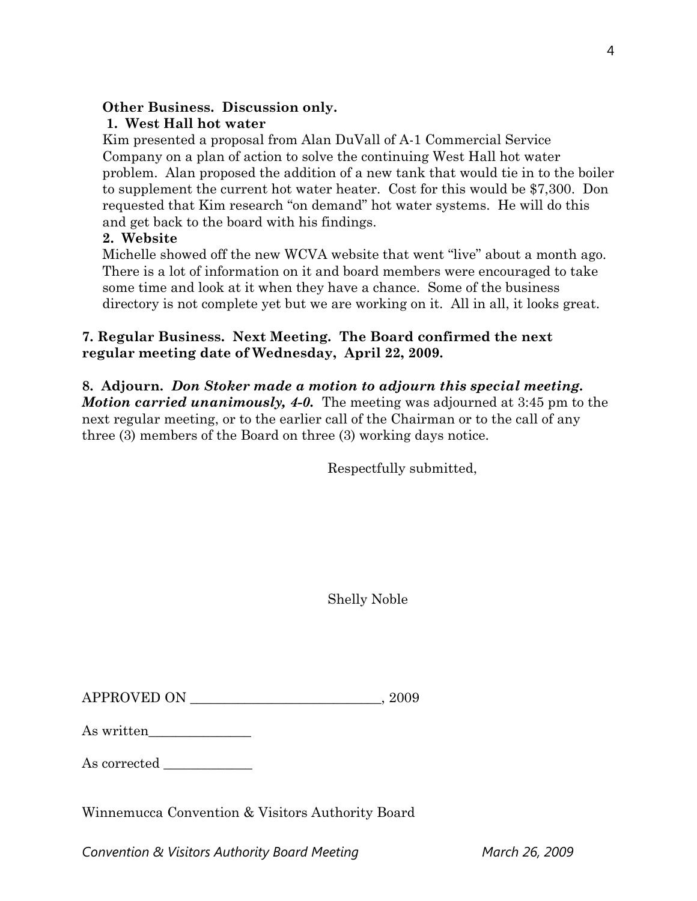**Other Business. Discussion only.**

**1. West Hall hot water**

Kim presented a proposal from Alan DuVall of A-1 Commercial Service Company on a plan of action to solve the continuing West Hall hot water problem. Alan proposed the addition of a new tank that would tie in to the boiler to supplement the current hot water heater. Cost for this would be $7,300. Don requested that Kim research "on demand" hot water systems. He will do this and get back to the board with his findings.

**2. Website**

Michelle showed off the new WCVA website that went "live" about a month ago. There is a lot of information on it and board members were encouraged to take some time and look at it when they have a chance. Some of the business directory is not complete yet but we are working on it. All in all, it looks great.

**7. Regular Business. Next Meeting. The Board confirmed the next regular meeting date of Wednesday, April 22, 2009.**

**8. Adjourn.** ***Don Stoker made a motion to adjourn this special meeting. Motion carried unanimously, 4-0.*** The meeting was adjourned at 3:45 pm to the next regular meeting, or to the earlier call of the Chairman or to the call of any three (3) members of the Board on three (3) working days notice.

Respectfully submitted,

Shelly Noble

APPROVED ON ___________________________, 2009

As written_______________

As corrected _____________

Winnemucca Convention & Visitors Authority Board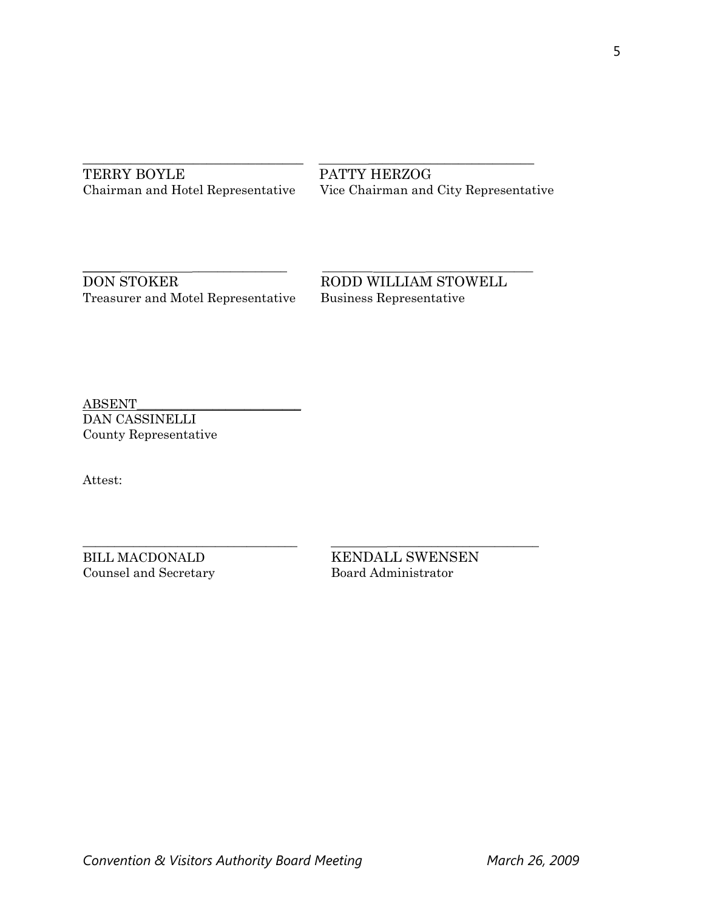\_\_\_\_\_\_\_\_\_\_\_\_\_\_\_\_\_\_\_\_\_\_\_\_\_\_\_\_\_\_\_\_
TERRY BOYLE
Chairman and Hotel Representative

\_\_\_\_\_\_\_\_\_\_\_\_\_\_\_\_\_\_\_\_\_\_\_\_\_\_\_\_\_\_\_\_
PATTY HERZOG
Vice Chairman and City Representative

\_\_\_\_\_\_\_\_\_\_\_\_\_\_\_\_\_\_\_\_\_\_\_\_\_\_\_\_\_\_\_\_
DON STOKER
Treasurer and Motel Representative

\_\_\_\_\_\_\_\_\_\_\_\_\_\_\_\_\_\_\_\_\_\_\_\_\_\_\_\_\_\_\_\_
RODD WILLIAM STOWELL
Business Representative

ABSENT\_\_\_\_\_\_\_\_\_\_\_\_\_\_\_\_\_\_\_\_\_\_\_\_\_\_
DAN CASSINELLI
County Representative

Attest:

\_\_\_\_\_\_\_\_\_\_\_\_\_\_\_\_\_\_\_\_\_\_\_\_\_\_\_\_\_\_\_\_
BILL MACDONALD
Counsel and Secretary

\_\_\_\_\_\_\_\_\_\_\_\_\_\_\_\_\_\_\_\_\_\_\_\_\_\_\_\_\_\_\_\_
KENDALL SWENSEN
Board Administrator